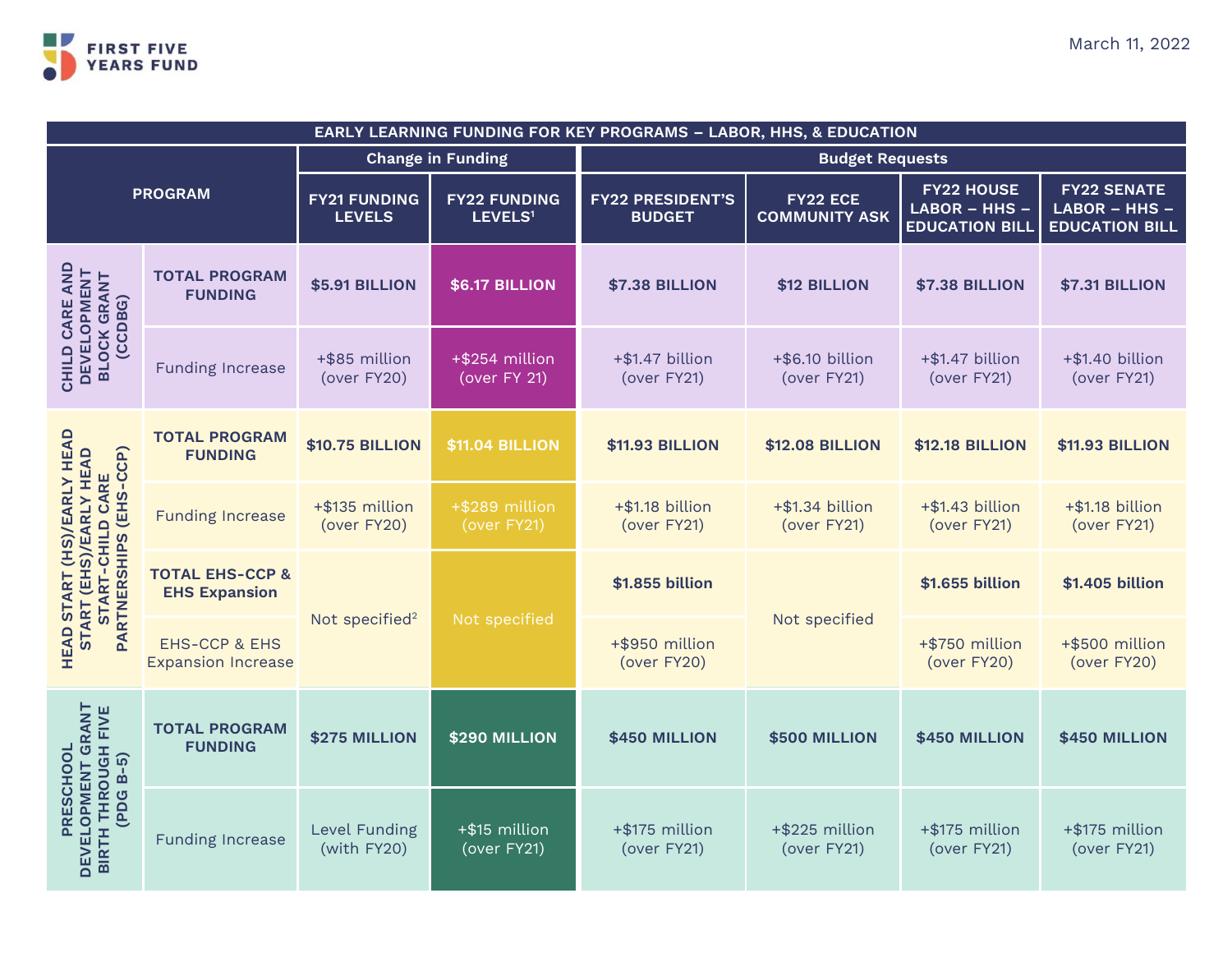FIRST FIVE YEARS FUND

March 11, 2022

| EARLY LEARNING FUNDING FOR KEY PROGRAMS – LABOR, HHS, & EDUCATION | | | | | | | |
|---|---|---|---|---|---|---|---|
| PROGRAM | | Change in Funding | | Budget Requests | | | |
| | | FY21 FUNDING LEVELS | FY22 FUNDING LEVELS[1] | FY22 PRESIDENT'S BUDGET | FY22 ECE COMMUNITY ASK | FY22 HOUSE LABOR – HHS – EDUCATION BILL | FY22 SENATE LABOR – HHS – EDUCATION BILL |
| CHILD CARE AND DEVELOPMENT BLOCK GRANT (CCDBG) | **TOTAL PROGRAM FUNDING** | **$5.91 BILLION** | **$6.17 BILLION** | **$7.38 BILLION** | **$12 BILLION** | **$7.38 BILLION** | **$7.31 BILLION** |
| | Funding Increase | +$85 million (over FY20) | +$254 million (over FY 21) | +$1.47 billion (over FY21) | +$6.10 billion (over FY21) | +$1.47 billion (over FY21) | +$1.40 billion (over FY21) |
| HEAD START (HS)/EARLY HEAD START (EHS)/EARLY HEAD START-CHILD CARE PARTNERSHIPS (EHS-CCP) | **TOTAL PROGRAM FUNDING** | **$10.75 BILLION** | **$11.04 BILLION** | **$11.93 BILLION** | **$12.08 BILLION** | **$12.18 BILLION** | **$11.93 BILLION** |
| | Funding Increase | +$135 million (over FY20) | +$289 million (over FY21) | +$1.18 billion (over FY21) | +$1.34 billion (over FY21) | +$1.43 billion (over FY21) | +$1.18 billion (over FY21) |
| | **TOTAL EHS-CCP & EHS Expansion** | Not specified[2] | Not specified | **$1.855 billion** | Not specified | **$1.655 billion** | **$1.405 billion** |
| | EHS-CCP & EHS Expansion Increase | | | +$950 million (over FY20) | | +$750 million (over FY20) | +$500 million (over FY20) |
| PRESCHOOL DEVELOPMENT GRANT BIRTH THROUGH FIVE (PDG B-5) | **TOTAL PROGRAM FUNDING** | **$275 MILLION** | **$290 MILLION** | **$450 MILLION** | **$500 MILLION** | **$450 MILLION** | **$450 MILLION** |
| | Funding Increase | Level Funding (with FY20) | +$15 million (over FY21) | +$175 million (over FY21) | +$225 million (over FY21) | +$175 million (over FY21) | +$175 million (over FY21) |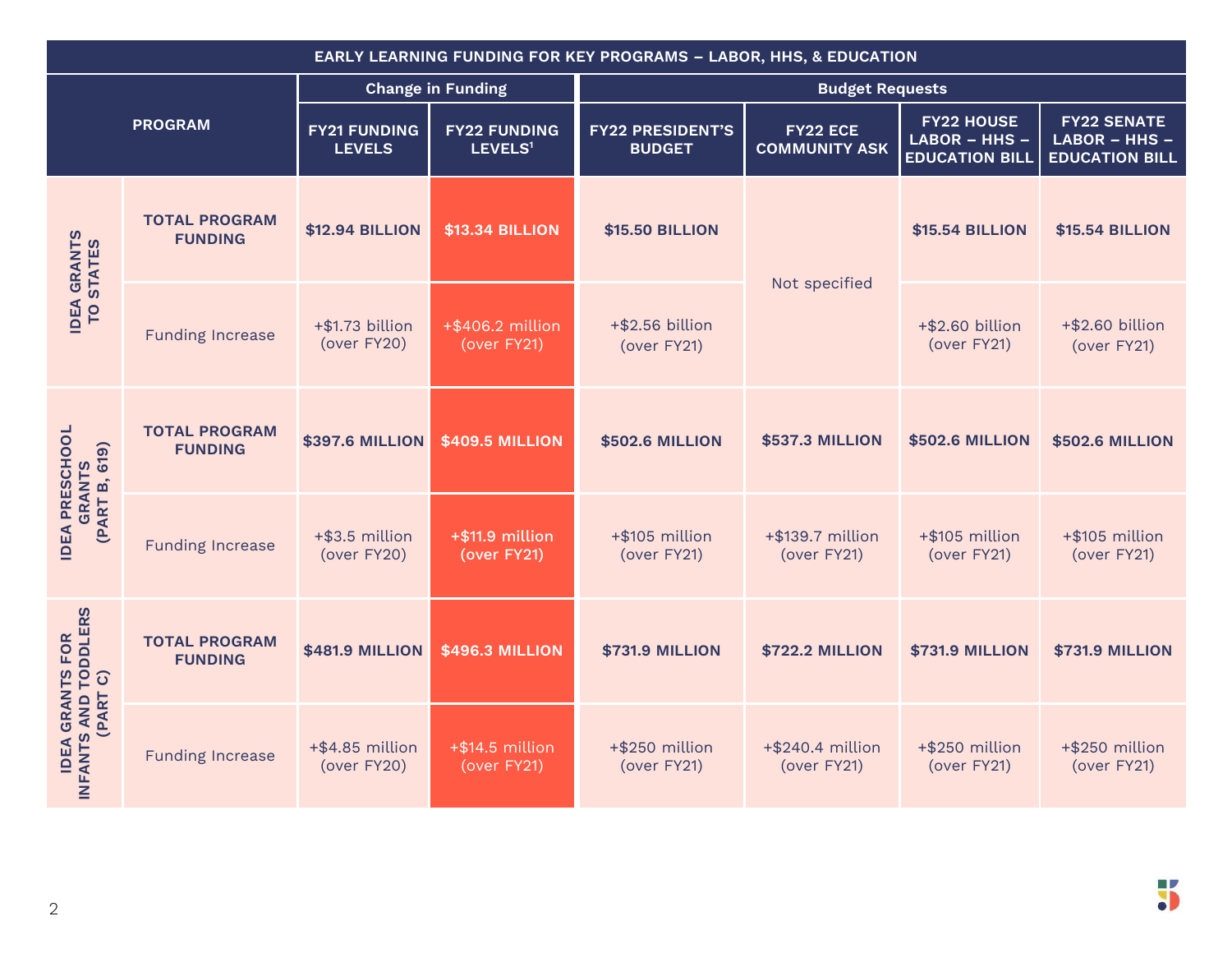| EARLY LEARNING FUNDING FOR KEY PROGRAMS – LABOR, HHS, & EDUCATION | | | | | | | |
|---|---|---|---|---|---|---|---|
| PROGRAM | | Change in Funding | | Budget Requests | | | |
| | | FY21 FUNDING LEVELS | FY22 FUNDING LEVELS[1] | FY22 PRESIDENT'S BUDGET | FY22 ECE COMMUNITY ASK | FY22 HOUSE LABOR – HHS – EDUCATION BILL | FY22 SENATE LABOR – HHS – EDUCATION BILL |
| IDEA GRANTS TO STATES | TOTAL PROGRAM FUNDING | $12.94 BILLION | $13.34 BILLION | $15.50 BILLION | Not specified | $15.54 BILLION | $15.54 BILLION |
| | Funding Increase | +$1.73 billion (over FY20) | +$406.2 million (over FY21) | +$2.56 billion (over FY21) | | +$2.60 billion (over FY21) | +$2.60 billion (over FY21) |
| IDEA PRESCHOOL GRANTS (PART B, 619) | TOTAL PROGRAM FUNDING | $397.6 MILLION | $409.5 MILLION | $502.6 MILLION | $537.3 MILLION | $502.6 MILLION | $502.6 MILLION |
| | Funding Increase | +$3.5 million (over FY20) | +$11.9 million (over FY21) | +$105 million (over FY21) | +$139.7 million (over FY21) | +$105 million (over FY21) | +$105 million (over FY21) |
| IDEA GRANTS FOR INFANTS AND TODDLERS (PART C) | TOTAL PROGRAM FUNDING | $481.9 MILLION | $496.3 MILLION | $731.9 MILLION | $722.2 MILLION | $731.9 MILLION | $731.9 MILLION |
| | Funding Increase | +$4.85 million (over FY20) | +$14.5 million (over FY21) | +$250 million (over FY21) | +$240.4 million (over FY21) | +$250 million (over FY21) | +$250 million (over FY21) |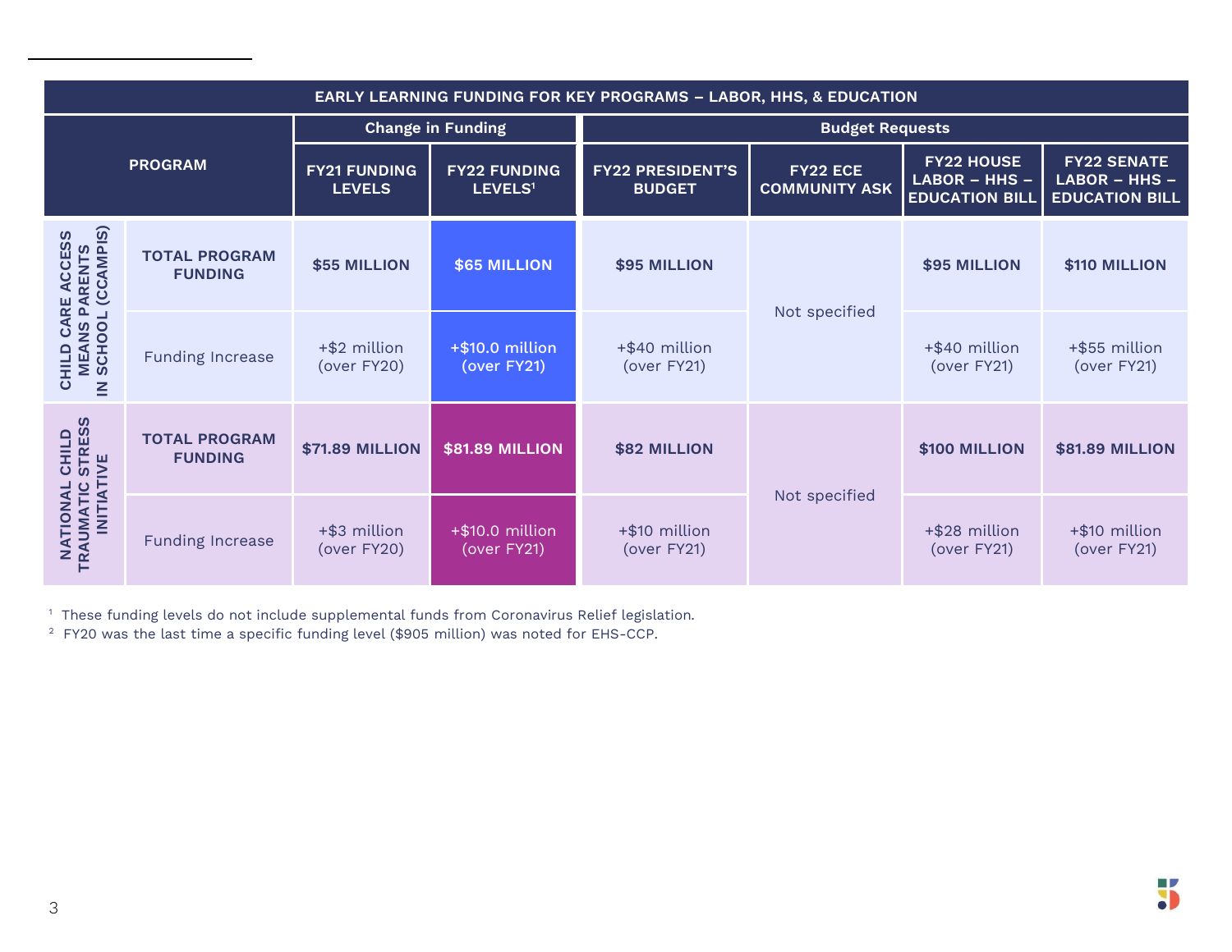| EARLY LEARNING FUNDING FOR KEY PROGRAMS – LABOR, HHS, & EDUCATION | | | | | | | |
|---|---|---|---|---|---|---|---|
| PROGRAM | | Change in Funding | | Budget Requests | | | |
| | | FY21 FUNDING LEVELS | FY22 FUNDING LEVELS[1] | FY22 PRESIDENT'S BUDGET | FY22 ECE COMMUNITY ASK | FY22 HOUSE LABOR – HHS – EDUCATION BILL | FY22 SENATE LABOR – HHS – EDUCATION BILL |
| CHILD CARE ACCESS MEANS PARENTS IN SCHOOL (CCAMPIS) | TOTAL PROGRAM FUNDING | $55 MILLION | $65 MILLION | $95 MILLION | Not specified | $95 MILLION | $110 MILLION |
| | Funding Increase | +$2 million (over FY20) | +$10.0 million (over FY21) | +$40 million (over FY21) | | +$40 million (over FY21) | +$55 million (over FY21) |
| NATIONAL CHILD TRAUMATIC STRESS INITIATIVE | TOTAL PROGRAM FUNDING | $71.89 MILLION | $81.89 MILLION | $82 MILLION | Not specified | $100 MILLION | $81.89 MILLION |
| | Funding Increase | +$3 million (over FY20) | +$10.0 million (over FY21) | +$10 million (over FY21) | | +$28 million (over FY21) | +$10 million (over FY21) |

[1] These funding levels do not include supplemental funds from Coronavirus Relief legislation.

[2] FY20 was the last time a specific funding level ($905 million) was noted for EHS-CCP.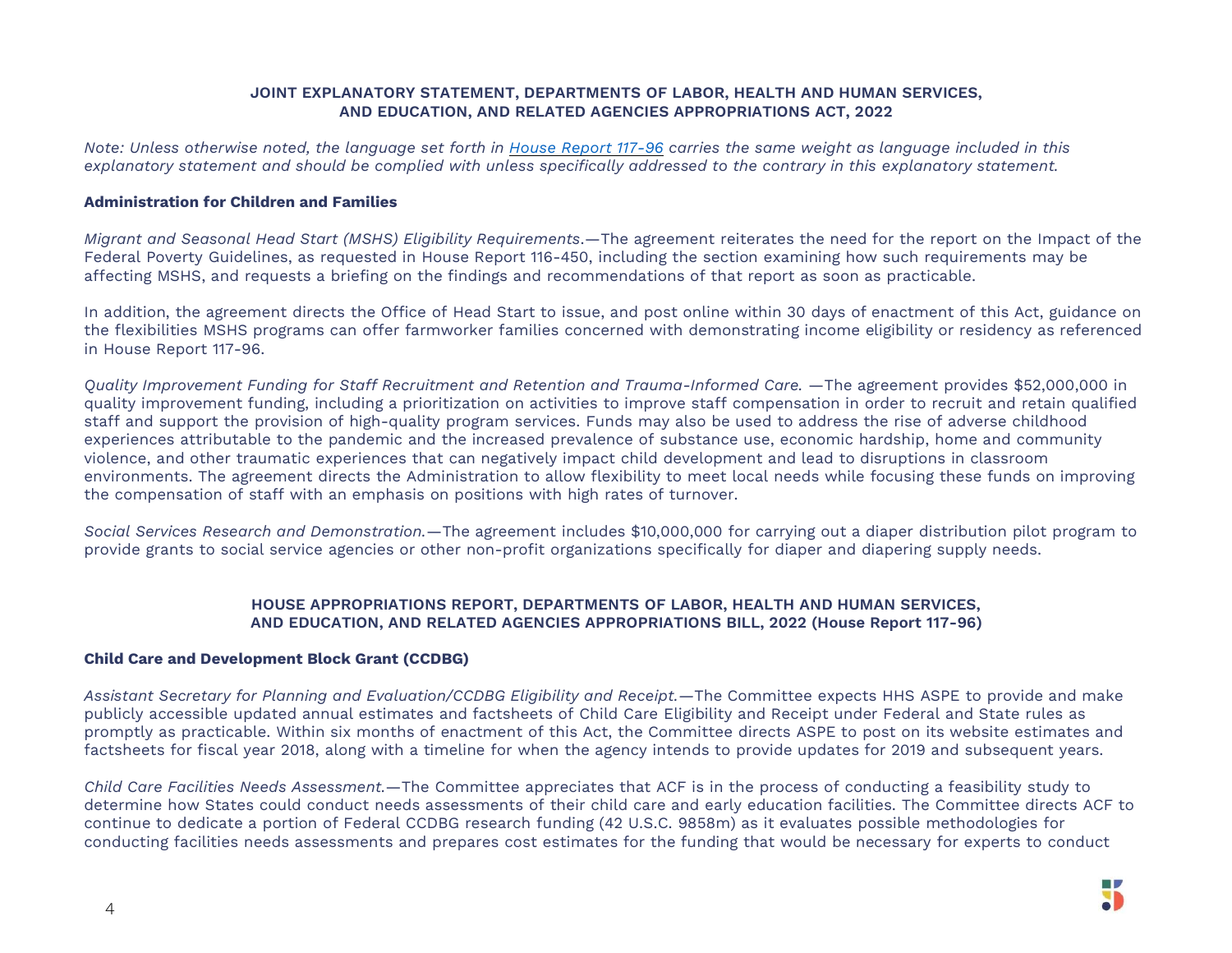## JOINT EXPLANATORY STATEMENT, DEPARTMENTS OF LABOR, HEALTH AND HUMAN SERVICES, AND EDUCATION, AND RELATED AGENCIES APPROPRIATIONS ACT, 2022

*Note: Unless otherwise noted, the language set forth in [House Report 117-96](#) carries the same weight as language included in this explanatory statement and should be complied with unless specifically addressed to the contrary in this explanatory statement.*

### Administration for Children and Families

*Migrant and Seasonal Head Start (MSHS) Eligibility Requirements*.—The agreement reiterates the need for the report on the Impact of the Federal Poverty Guidelines, as requested in House Report 116-450, including the section examining how such requirements may be affecting MSHS, and requests a briefing on the findings and recommendations of that report as soon as practicable.

In addition, the agreement directs the Office of Head Start to issue, and post online within 30 days of enactment of this Act, guidance on the flexibilities MSHS programs can offer farmworker families concerned with demonstrating income eligibility or residency as referenced in House Report 117-96.

*Quality Improvement Funding for Staff Recruitment and Retention and Trauma-Informed Care.* —The agreement provides $52,000,000 in quality improvement funding, including a prioritization on activities to improve staff compensation in order to recruit and retain qualified staff and support the provision of high-quality program services. Funds may also be used to address the rise of adverse childhood experiences attributable to the pandemic and the increased prevalence of substance use, economic hardship, home and community violence, and other traumatic experiences that can negatively impact child development and lead to disruptions in classroom environments. The agreement directs the Administration to allow flexibility to meet local needs while focusing these funds on improving the compensation of staff with an emphasis on positions with high rates of turnover.

*Social Services Research and Demonstration.*—The agreement includes $10,000,000 for carrying out a diaper distribution pilot program to provide grants to social service agencies or other non-profit organizations specifically for diaper and diapering supply needs.

## HOUSE APPROPRIATIONS REPORT, DEPARTMENTS OF LABOR, HEALTH AND HUMAN SERVICES, AND EDUCATION, AND RELATED AGENCIES APPROPRIATIONS BILL, 2022 (House Report 117-96)

### Child Care and Development Block Grant (CCDBG)

*Assistant Secretary for Planning and Evaluation/CCDBG Eligibility and Receipt.*—The Committee expects HHS ASPE to provide and make publicly accessible updated annual estimates and factsheets of Child Care Eligibility and Receipt under Federal and State rules as promptly as practicable. Within six months of enactment of this Act, the Committee directs ASPE to post on its website estimates and factsheets for fiscal year 2018, along with a timeline for when the agency intends to provide updates for 2019 and subsequent years.

*Child Care Facilities Needs Assessment.*—The Committee appreciates that ACF is in the process of conducting a feasibility study to determine how States could conduct needs assessments of their child care and early education facilities. The Committee directs ACF to continue to dedicate a portion of Federal CCDBG research funding (42 U.S.C. 9858m) as it evaluates possible methodologies for conducting facilities needs assessments and prepares cost estimates for the funding that would be necessary for experts to conduct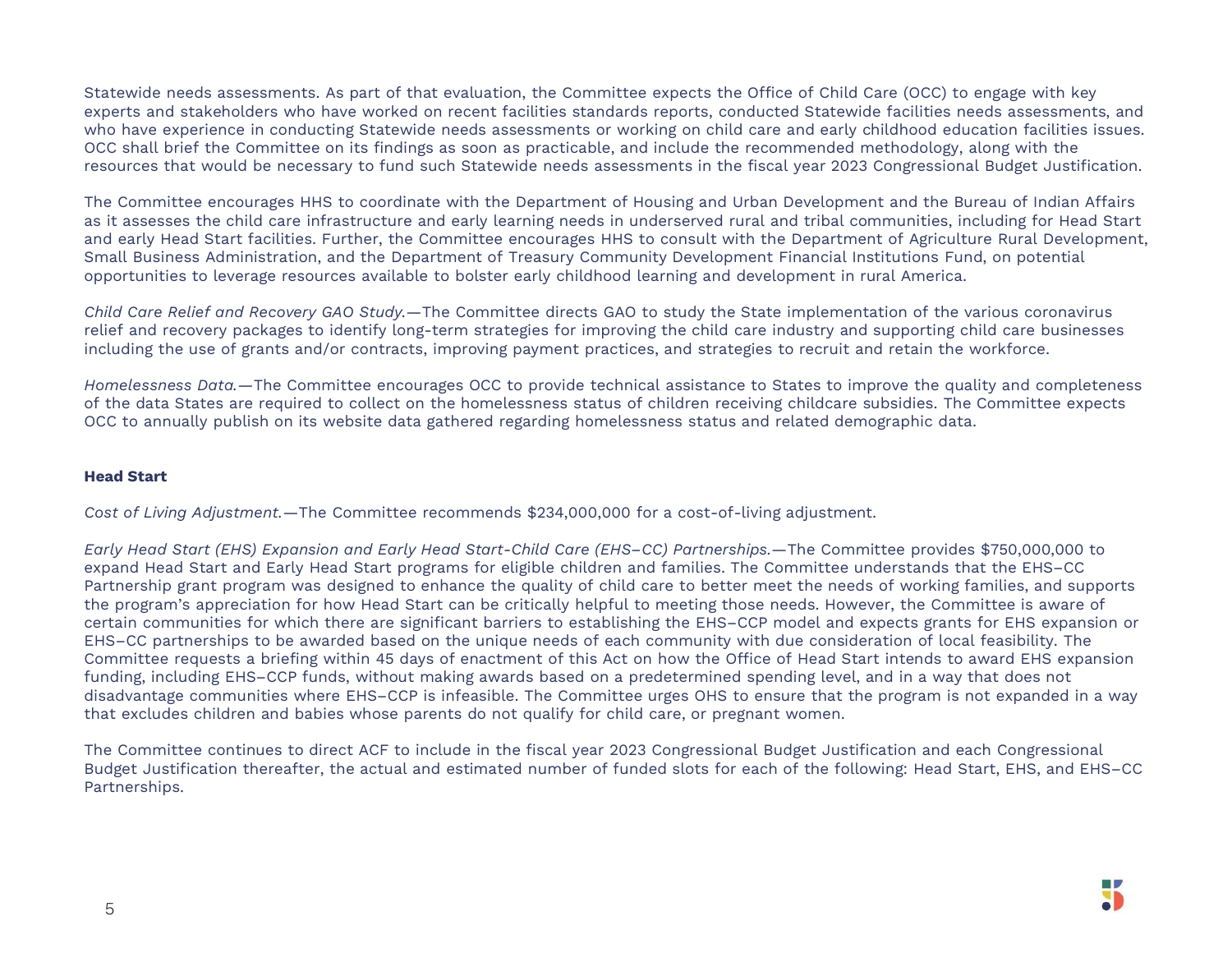Statewide needs assessments. As part of that evaluation, the Committee expects the Office of Child Care (OCC) to engage with key experts and stakeholders who have worked on recent facilities standards reports, conducted Statewide facilities needs assessments, and who have experience in conducting Statewide needs assessments or working on child care and early childhood education facilities issues. OCC shall brief the Committee on its findings as soon as practicable, and include the recommended methodology, along with the resources that would be necessary to fund such Statewide needs assessments in the fiscal year 2023 Congressional Budget Justification.

The Committee encourages HHS to coordinate with the Department of Housing and Urban Development and the Bureau of Indian Affairs as it assesses the child care infrastructure and early learning needs in underserved rural and tribal communities, including for Head Start and early Head Start facilities. Further, the Committee encourages HHS to consult with the Department of Agriculture Rural Development, Small Business Administration, and the Department of Treasury Community Development Financial Institutions Fund, on potential opportunities to leverage resources available to bolster early childhood learning and development in rural America.

*Child Care Relief and Recovery GAO Study.*—The Committee directs GAO to study the State implementation of the various coronavirus relief and recovery packages to identify long-term strategies for improving the child care industry and supporting child care businesses including the use of grants and/or contracts, improving payment practices, and strategies to recruit and retain the workforce.

*Homelessness Data.*—The Committee encourages OCC to provide technical assistance to States to improve the quality and completeness of the data States are required to collect on the homelessness status of children receiving childcare subsidies. The Committee expects OCC to annually publish on its website data gathered regarding homelessness status and related demographic data.

**Head Start**

*Cost of Living Adjustment.*—The Committee recommends $234,000,000 for a cost-of-living adjustment.

*Early Head Start (EHS) Expansion and Early Head Start-Child Care (EHS–CC) Partnerships.*—The Committee provides $750,000,000 to expand Head Start and Early Head Start programs for eligible children and families. The Committee understands that the EHS–CC Partnership grant program was designed to enhance the quality of child care to better meet the needs of working families, and supports the program's appreciation for how Head Start can be critically helpful to meeting those needs. However, the Committee is aware of certain communities for which there are significant barriers to establishing the EHS–CCP model and expects grants for EHS expansion or EHS–CC partnerships to be awarded based on the unique needs of each community with due consideration of local feasibility. The Committee requests a briefing within 45 days of enactment of this Act on how the Office of Head Start intends to award EHS expansion funding, including EHS–CCP funds, without making awards based on a predetermined spending level, and in a way that does not disadvantage communities where EHS–CCP is infeasible. The Committee urges OHS to ensure that the program is not expanded in a way that excludes children and babies whose parents do not qualify for child care, or pregnant women.

The Committee continues to direct ACF to include in the fiscal year 2023 Congressional Budget Justification and each Congressional Budget Justification thereafter, the actual and estimated number of funded slots for each of the following: Head Start, EHS, and EHS–CC Partnerships.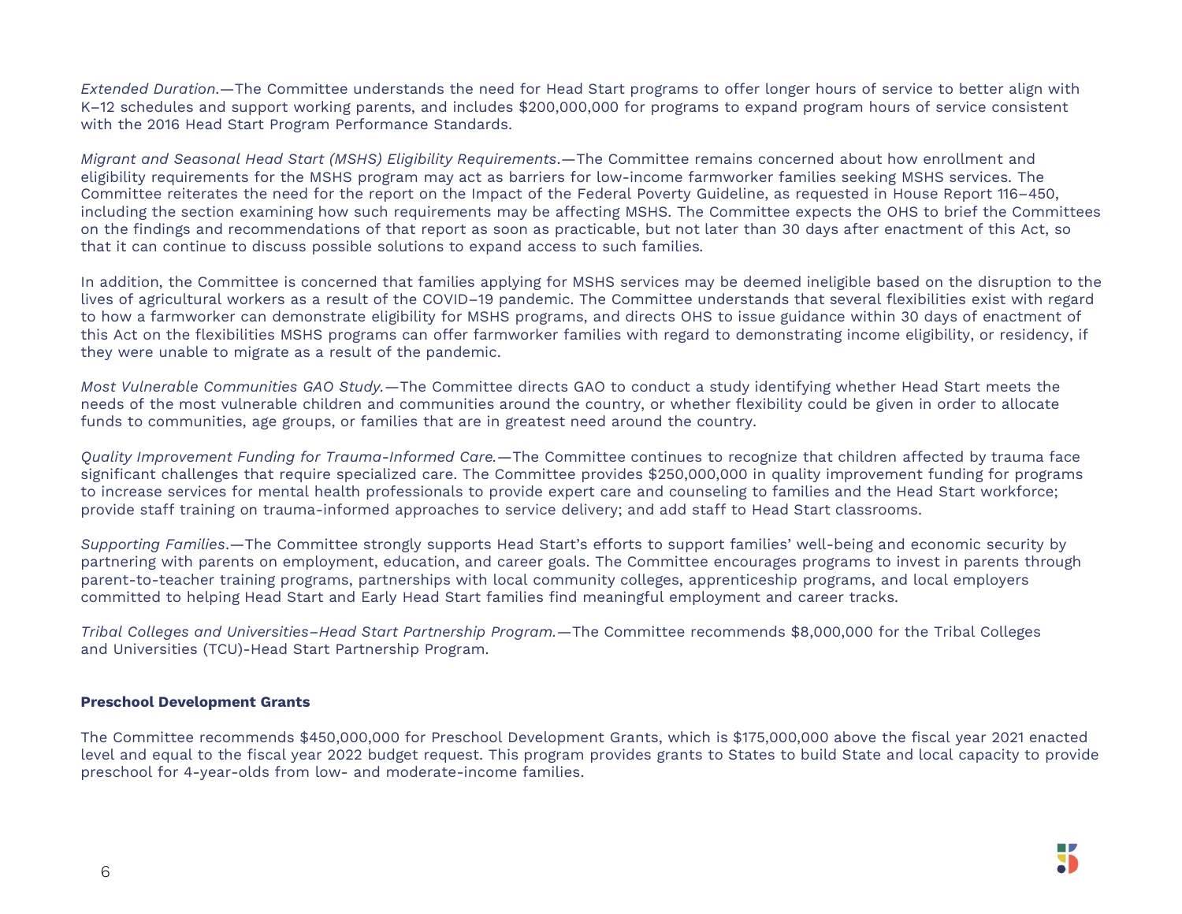*Extended Duration*.—The Committee understands the need for Head Start programs to offer longer hours of service to better align with K–12 schedules and support working parents, and includes $200,000,000 for programs to expand program hours of service consistent with the 2016 Head Start Program Performance Standards.

*Migrant and Seasonal Head Start (MSHS) Eligibility Requirements*.—The Committee remains concerned about how enrollment and eligibility requirements for the MSHS program may act as barriers for low-income farmworker families seeking MSHS services. The Committee reiterates the need for the report on the Impact of the Federal Poverty Guideline, as requested in House Report 116–450, including the section examining how such requirements may be affecting MSHS. The Committee expects the OHS to brief the Committees on the findings and recommendations of that report as soon as practicable, but not later than 30 days after enactment of this Act, so that it can continue to discuss possible solutions to expand access to such families.

In addition, the Committee is concerned that families applying for MSHS services may be deemed ineligible based on the disruption to the lives of agricultural workers as a result of the COVID–19 pandemic. The Committee understands that several flexibilities exist with regard to how a farmworker can demonstrate eligibility for MSHS programs, and directs OHS to issue guidance within 30 days of enactment of this Act on the flexibilities MSHS programs can offer farmworker families with regard to demonstrating income eligibility, or residency, if they were unable to migrate as a result of the pandemic.

*Most Vulnerable Communities GAO Study.*—The Committee directs GAO to conduct a study identifying whether Head Start meets the needs of the most vulnerable children and communities around the country, or whether flexibility could be given in order to allocate funds to communities, age groups, or families that are in greatest need around the country.

*Quality Improvement Funding for Trauma-Informed Care.*—The Committee continues to recognize that children affected by trauma face significant challenges that require specialized care. The Committee provides $250,000,000 in quality improvement funding for programs to increase services for mental health professionals to provide expert care and counseling to families and the Head Start workforce; provide staff training on trauma-informed approaches to service delivery; and add staff to Head Start classrooms.

*Supporting Families*.—The Committee strongly supports Head Start's efforts to support families' well-being and economic security by partnering with parents on employment, education, and career goals. The Committee encourages programs to invest in parents through parent-to-teacher training programs, partnerships with local community colleges, apprenticeship programs, and local employers committed to helping Head Start and Early Head Start families find meaningful employment and career tracks.

*Tribal Colleges and Universities–Head Start Partnership Program.*—The Committee recommends $8,000,000 for the Tribal Colleges and Universities (TCU)-Head Start Partnership Program.

**Preschool Development Grants**

The Committee recommends $450,000,000 for Preschool Development Grants, which is $175,000,000 above the fiscal year 2021 enacted level and equal to the fiscal year 2022 budget request. This program provides grants to States to build State and local capacity to provide preschool for 4-year-olds from low- and moderate-income families.